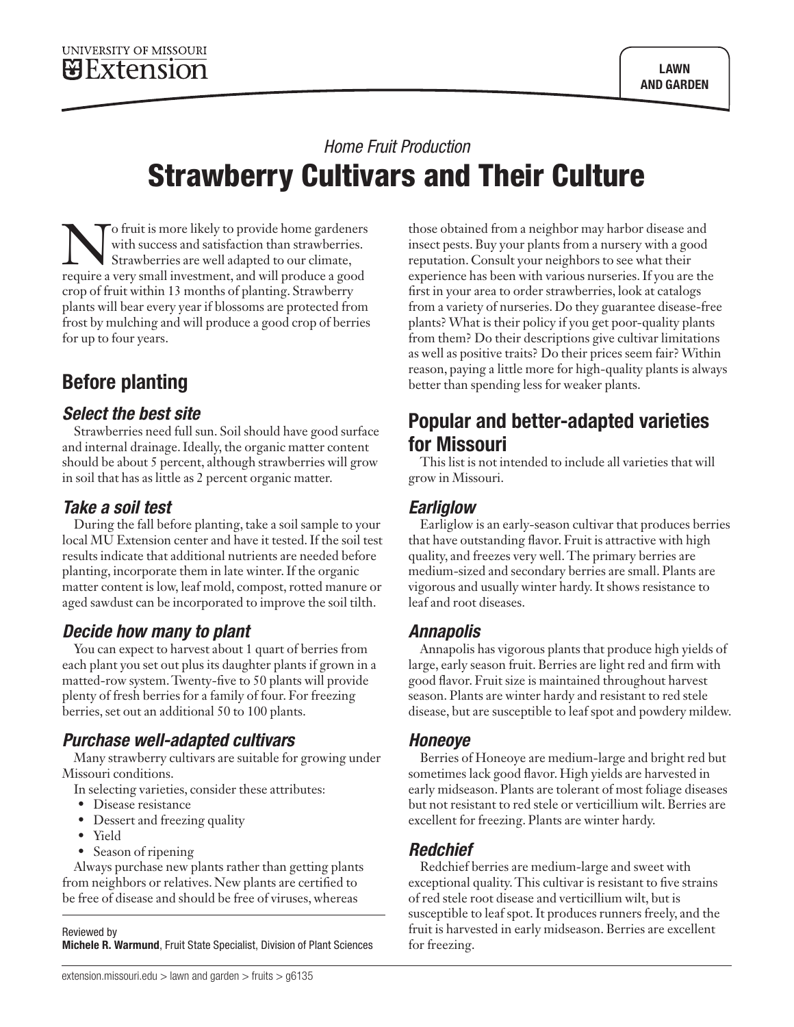UNIVERSITY OF MISSOURI Extension

LAWN AND GARDEN

*Home Fruit Production*

# Strawberry Cultivars and Their Culture

No fruit is more likely to provide home gardeners with success and satisfaction than strawberries. Strawberries are well adapted to our climate, require a very small investment, and will produce a good crop of fruit within 13 months of planting. Strawberry plants will bear every year if blossoms are protected from frost by mulching and will produce a good crop of berries for up to four years.

## Before planting

### *Select the best site*

Strawberries need full sun. Soil should have good surface and internal drainage. Ideally, the organic matter content should be about 5 percent, although strawberries will grow in soil that has as little as 2 percent organic matter.

### *Take a soil test*

During the fall before planting, take a soil sample to your local MU Extension center and have it tested. If the soil test results indicate that additional nutrients are needed before planting, incorporate them in late winter. If the organic matter content is low, leaf mold, compost, rotted manure or aged sawdust can be incorporated to improve the soil tilth.

### *Decide how many to plant*

You can expect to harvest about 1 quart of berries from each plant you set out plus its daughter plants if grown in a matted-row system. Twenty-five to 50 plants will provide plenty of fresh berries for a family of four. For freezing berries, set out an additional 50 to 100 plants.

### *Purchase well-adapted cultivars*

Many strawberry cultivars are suitable for growing under Missouri conditions.

In selecting varieties, consider these attributes:

- Disease resistance
- Dessert and freezing quality
- Yield
- Season of ripening

Always purchase new plants rather than getting plants from neighbors or relatives. New plants are certified to be free of disease and should be free of viruses, whereas those obtained from a neighbor may harbor disease and insect pests. Buy your plants from a nursery with a good reputation. Consult your neighbors to see what their experience has been with various nurseries. If you are the first in your area to order strawberries, look at catalogs from a variety of nurseries. Do they guarantee disease-free plants? What is their policy if you get poor-quality plants from them? Do their descriptions give cultivar limitations as well as positive traits? Do their prices seem fair? Within reason, paying a little more for high-quality plants is always better than spending less for weaker plants.

## Popular and better-adapted varieties for Missouri

This list is not intended to include all varieties that will grow in Missouri.

### *Earliglow*

Earliglow is an early-season cultivar that produces berries that have outstanding flavor. Fruit is attractive with high quality, and freezes very well. The primary berries are medium-sized and secondary berries are small. Plants are vigorous and usually winter hardy. It shows resistance to leaf and root diseases.

### *Annapolis*

Annapolis has vigorous plants that produce high yields of large, early season fruit. Berries are light red and firm with good flavor. Fruit size is maintained throughout harvest season. Plants are winter hardy and resistant to red stele disease, but are susceptible to leaf spot and powdery mildew.

### *Honeoye*

Berries of Honeoye are medium-large and bright red but sometimes lack good flavor. High yields are harvested in early midseason. Plants are tolerant of most foliage diseases but not resistant to red stele or verticillium wilt. Berries are excellent for freezing. Plants are winter hardy.

### *Redchief*

Redchief berries are medium-large and sweet with exceptional quality. This cultivar is resistant to five strains of red stele root disease and verticillium wilt, but is susceptible to leaf spot. It produces runners freely, and the fruit is harvested in early midseason. Berries are excellent for freezing.

Reviewed by
**Michele R. Warmund**, Fruit State Specialist, Division of Plant Sciences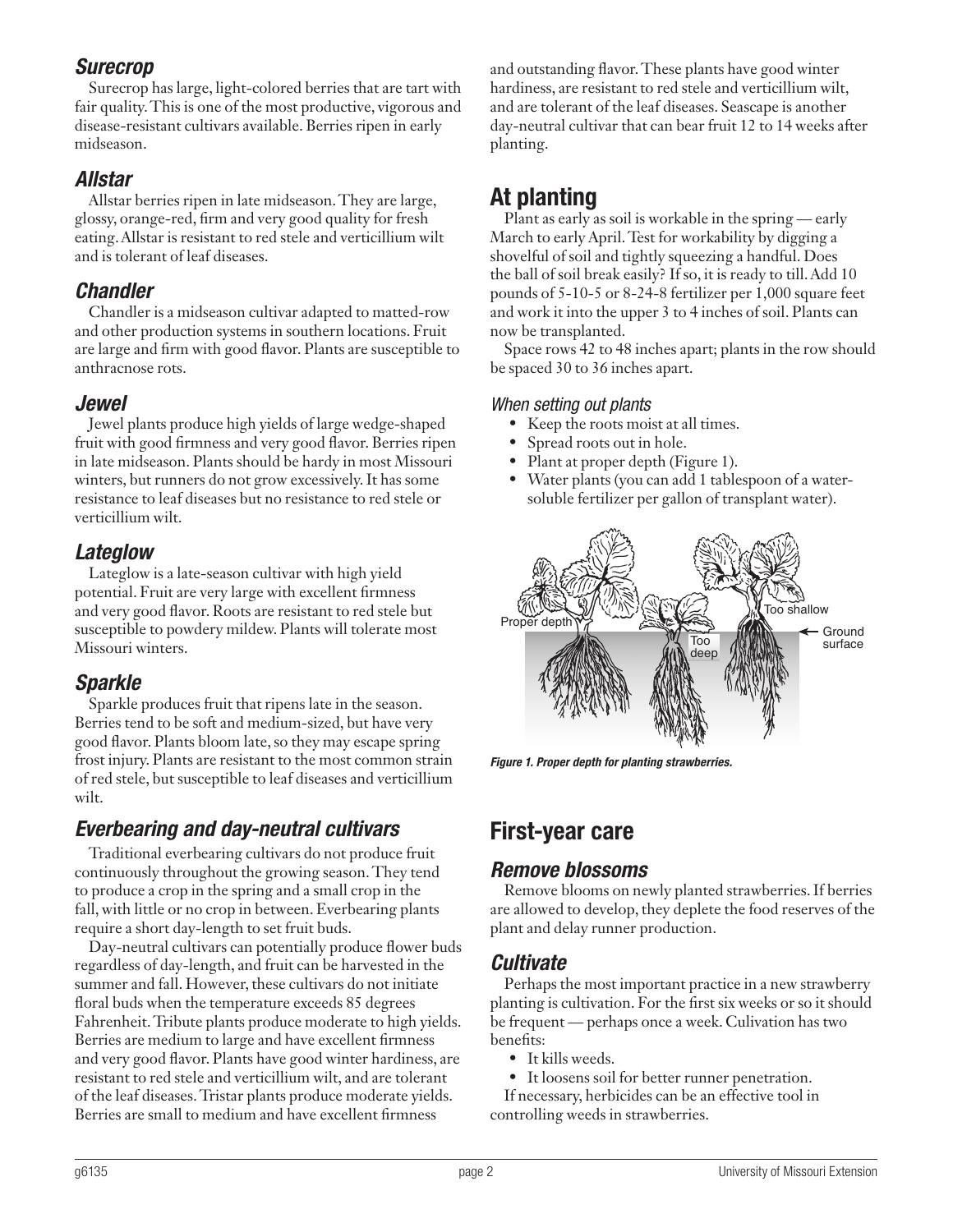### Surecrop

Surecrop has large, light-colored berries that are tart with fair quality. This is one of the most productive, vigorous and disease-resistant cultivars available. Berries ripen in early midseason.

### Allstar

Allstar berries ripen in late midseason. They are large, glossy, orange-red, firm and very good quality for fresh eating. Allstar is resistant to red stele and verticillium wilt and is tolerant of leaf diseases.

### Chandler

Chandler is a midseason cultivar adapted to matted-row and other production systems in southern locations. Fruit are large and firm with good flavor. Plants are susceptible to anthracnose rots.

### Jewel

Jewel plants produce high yields of large wedge-shaped fruit with good firmness and very good flavor. Berries ripen in late midseason. Plants should be hardy in most Missouri winters, but runners do not grow excessively. It has some resistance to leaf diseases but no resistance to red stele or verticillium wilt.

### Lateglow

Lateglow is a late-season cultivar with high yield potential. Fruit are very large with excellent firmness and very good flavor. Roots are resistant to red stele but susceptible to powdery mildew. Plants will tolerate most Missouri winters.

### Sparkle

Sparkle produces fruit that ripens late in the season. Berries tend to be soft and medium-sized, but have very good flavor. Plants bloom late, so they may escape spring frost injury. Plants are resistant to the most common strain of red stele, but susceptible to leaf diseases and verticillium wilt.

### Everbearing and day-neutral cultivars

Traditional everbearing cultivars do not produce fruit continuously throughout the growing season. They tend to produce a crop in the spring and a small crop in the fall, with little or no crop in between. Everbearing plants require a short day-length to set fruit buds.

Day-neutral cultivars can potentially produce flower buds regardless of day-length, and fruit can be harvested in the summer and fall. However, these cultivars do not initiate floral buds when the temperature exceeds 85 degrees Fahrenheit. Tribute plants produce moderate to high yields. Berries are medium to large and have excellent firmness and very good flavor. Plants have good winter hardiness, are resistant to red stele and verticillium wilt, and are tolerant of the leaf diseases. Tristar plants produce moderate yields. Berries are small to medium and have excellent firmness and outstanding flavor. These plants have good winter hardiness, are resistant to red stele and verticillium wilt, and are tolerant of the leaf diseases. Seascape is another day-neutral cultivar that can bear fruit 12 to 14 weeks after planting.

## At planting

Plant as early as soil is workable in the spring — early March to early April. Test for workability by digging a shovelful of soil and tightly squeezing a handful. Does the ball of soil break easily? If so, it is ready to till. Add 10 pounds of 5-10-5 or 8-24-8 fertilizer per 1,000 square feet and work it into the upper 3 to 4 inches of soil. Plants can now be transplanted.

Space rows 42 to 48 inches apart; plants in the row should be spaced 30 to 36 inches apart.

*When setting out plants*

- Keep the roots moist at all times.
- Spread roots out in hole.
- Plant at proper depth (Figure 1).
- Water plants (you can add 1 tablespoon of a water-soluble fertilizer per gallon of transplant water).

*Figure 1. Proper depth for planting strawberries.*

## First-year care

### Remove blossoms

Remove blooms on newly planted strawberries. If berries are allowed to develop, they deplete the food reserves of the plant and delay runner production.

### Cultivate

Perhaps the most important practice in a new strawberry planting is cultivation. For the first six weeks or so it should be frequent — perhaps once a week. Culivation has two benefits:

- It kills weeds.
- It loosens soil for better runner penetration.

If necessary, herbicides can be an effective tool in controlling weeds in strawberries.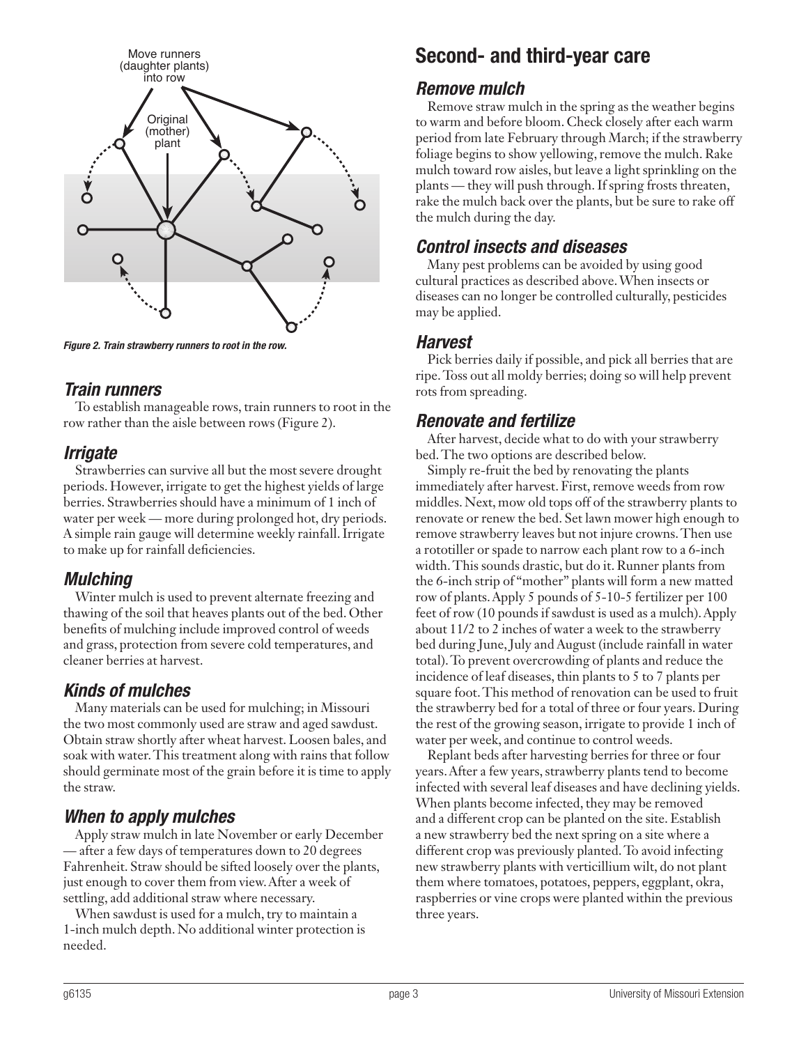Move runners (daughter plants) into row

Original (mother) plant

*Figure 2. Train strawberry runners to root in the row.*

### *Train runners*

To establish manageable rows, train runners to root in the row rather than the aisle between rows (Figure 2).

### *Irrigate*

Strawberries can survive all but the most severe drought periods. However, irrigate to get the highest yields of large berries. Strawberries should have a minimum of 1 inch of water per week — more during prolonged hot, dry periods. A simple rain gauge will determine weekly rainfall. Irrigate to make up for rainfall deficiencies.

### *Mulching*

Winter mulch is used to prevent alternate freezing and thawing of the soil that heaves plants out of the bed. Other benefits of mulching include improved control of weeds and grass, protection from severe cold temperatures, and cleaner berries at harvest.

### *Kinds of mulches*

Many materials can be used for mulching; in Missouri the two most commonly used are straw and aged sawdust. Obtain straw shortly after wheat harvest. Loosen bales, and soak with water. This treatment along with rains that follow should germinate most of the grain before it is time to apply the straw.

### *When to apply mulches*

Apply straw mulch in late November or early December — after a few days of temperatures down to 20 degrees Fahrenheit. Straw should be sifted loosely over the plants, just enough to cover them from view. After a week of settling, add additional straw where necessary.

When sawdust is used for a mulch, try to maintain a 1-inch mulch depth. No additional winter protection is needed.

## Second- and third-year care

### *Remove mulch*

Remove straw mulch in the spring as the weather begins to warm and before bloom. Check closely after each warm period from late February through March; if the strawberry foliage begins to show yellowing, remove the mulch. Rake mulch toward row aisles, but leave a light sprinkling on the plants — they will push through. If spring frosts threaten, rake the mulch back over the plants, but be sure to rake off the mulch during the day.

### *Control insects and diseases*

Many pest problems can be avoided by using good cultural practices as described above. When insects or diseases can no longer be controlled culturally, pesticides may be applied.

### *Harvest*

Pick berries daily if possible, and pick all berries that are ripe. Toss out all moldy berries; doing so will help prevent rots from spreading.

### *Renovate and fertilize*

After harvest, decide what to do with your strawberry bed. The two options are described below.

Simply re-fruit the bed by renovating the plants immediately after harvest. First, remove weeds from row middles. Next, mow old tops off of the strawberry plants to renovate or renew the bed. Set lawn mower high enough to remove strawberry leaves but not injure crowns. Then use a rototiller or spade to narrow each plant row to a 6-inch width. This sounds drastic, but do it. Runner plants from the 6-inch strip of "mother" plants will form a new matted row of plants. Apply 5 pounds of 5-10-5 fertilizer per 100 feet of row (10 pounds if sawdust is used as a mulch). Apply about 11/2 to 2 inches of water a week to the strawberry bed during June, July and August (include rainfall in water total). To prevent overcrowding of plants and reduce the incidence of leaf diseases, thin plants to 5 to 7 plants per square foot. This method of renovation can be used to fruit the strawberry bed for a total of three or four years. During the rest of the growing season, irrigate to provide 1 inch of water per week, and continue to control weeds.

Replant beds after harvesting berries for three or four years. After a few years, strawberry plants tend to become infected with several leaf diseases and have declining yields. When plants become infected, they may be removed and a different crop can be planted on the site. Establish a new strawberry bed the next spring on a site where a different crop was previously planted. To avoid infecting new strawberry plants with verticillium wilt, do not plant them where tomatoes, potatoes, peppers, eggplant, okra, raspberries or vine crops were planted within the previous three years.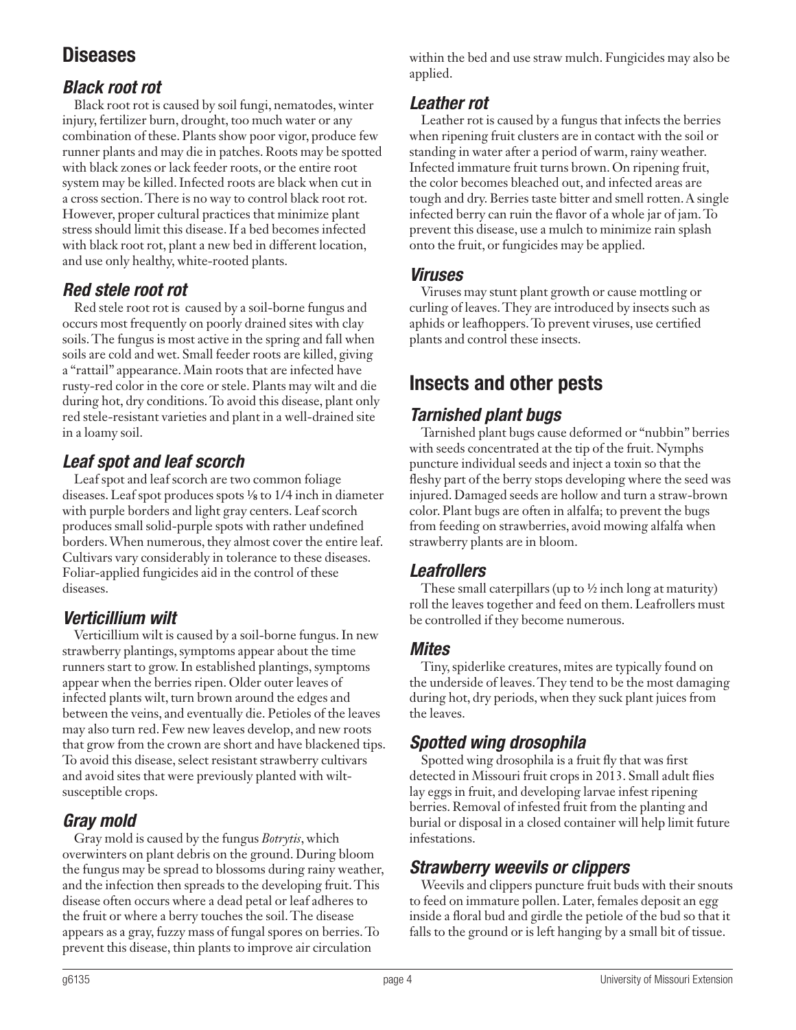## Diseases

### *Black root rot*

Black root rot is caused by soil fungi, nematodes, winter injury, fertilizer burn, drought, too much water or any combination of these. Plants show poor vigor, produce few runner plants and may die in patches. Roots may be spotted with black zones or lack feeder roots, or the entire root system may be killed. Infected roots are black when cut in a cross section. There is no way to control black root rot. However, proper cultural practices that minimize plant stress should limit this disease. If a bed becomes infected with black root rot, plant a new bed in different location, and use only healthy, white-rooted plants.

### *Red stele root rot*

Red stele root rot is caused by a soil-borne fungus and occurs most frequently on poorly drained sites with clay soils. The fungus is most active in the spring and fall when soils are cold and wet. Small feeder roots are killed, giving a "rattail" appearance. Main roots that are infected have rusty-red color in the core or stele. Plants may wilt and die during hot, dry conditions. To avoid this disease, plant only red stele-resistant varieties and plant in a well-drained site in a loamy soil.

### *Leaf spot and leaf scorch*

Leaf spot and leaf scorch are two common foliage diseases. Leaf spot produces spots ⅛ to 1/4 inch in diameter with purple borders and light gray centers. Leaf scorch produces small solid-purple spots with rather undefined borders. When numerous, they almost cover the entire leaf. Cultivars vary considerably in tolerance to these diseases. Foliar-applied fungicides aid in the control of these diseases.

### *Verticillium wilt*

Verticillium wilt is caused by a soil-borne fungus. In new strawberry plantings, symptoms appear about the time runners start to grow. In established plantings, symptoms appear when the berries ripen. Older outer leaves of infected plants wilt, turn brown around the edges and between the veins, and eventually die. Petioles of the leaves may also turn red. Few new leaves develop, and new roots that grow from the crown are short and have blackened tips. To avoid this disease, select resistant strawberry cultivars and avoid sites that were previously planted with wilt-susceptible crops.

### *Gray mold*

Gray mold is caused by the fungus *Botrytis*, which overwinters on plant debris on the ground. During bloom the fungus may be spread to blossoms during rainy weather, and the infection then spreads to the developing fruit. This disease often occurs where a dead petal or leaf adheres to the fruit or where a berry touches the soil. The disease appears as a gray, fuzzy mass of fungal spores on berries. To prevent this disease, thin plants to improve air circulation within the bed and use straw mulch. Fungicides may also be applied.

### *Leather rot*

Leather rot is caused by a fungus that infects the berries when ripening fruit clusters are in contact with the soil or standing in water after a period of warm, rainy weather. Infected immature fruit turns brown. On ripening fruit, the color becomes bleached out, and infected areas are tough and dry. Berries taste bitter and smell rotten. A single infected berry can ruin the flavor of a whole jar of jam. To prevent this disease, use a mulch to minimize rain splash onto the fruit, or fungicides may be applied.

### *Viruses*

Viruses may stunt plant growth or cause mottling or curling of leaves. They are introduced by insects such as aphids or leafhoppers. To prevent viruses, use certified plants and control these insects.

## Insects and other pests

### *Tarnished plant bugs*

Tarnished plant bugs cause deformed or "nubbin" berries with seeds concentrated at the tip of the fruit. Nymphs puncture individual seeds and inject a toxin so that the fleshy part of the berry stops developing where the seed was injured. Damaged seeds are hollow and turn a straw-brown color. Plant bugs are often in alfalfa; to prevent the bugs from feeding on strawberries, avoid mowing alfalfa when strawberry plants are in bloom.

### *Leafrollers*

These small caterpillars (up to ½ inch long at maturity) roll the leaves together and feed on them. Leafrollers must be controlled if they become numerous.

### *Mites*

Tiny, spiderlike creatures, mites are typically found on the underside of leaves. They tend to be the most damaging during hot, dry periods, when they suck plant juices from the leaves.

### *Spotted wing drosophila*

Spotted wing drosophila is a fruit fly that was first detected in Missouri fruit crops in 2013. Small adult flies lay eggs in fruit, and developing larvae infest ripening berries. Removal of infested fruit from the planting and burial or disposal in a closed container will help limit future infestations.

### *Strawberry weevils or clippers*

Weevils and clippers puncture fruit buds with their snouts to feed on immature pollen. Later, females deposit an egg inside a floral bud and girdle the petiole of the bud so that it falls to the ground or is left hanging by a small bit of tissue.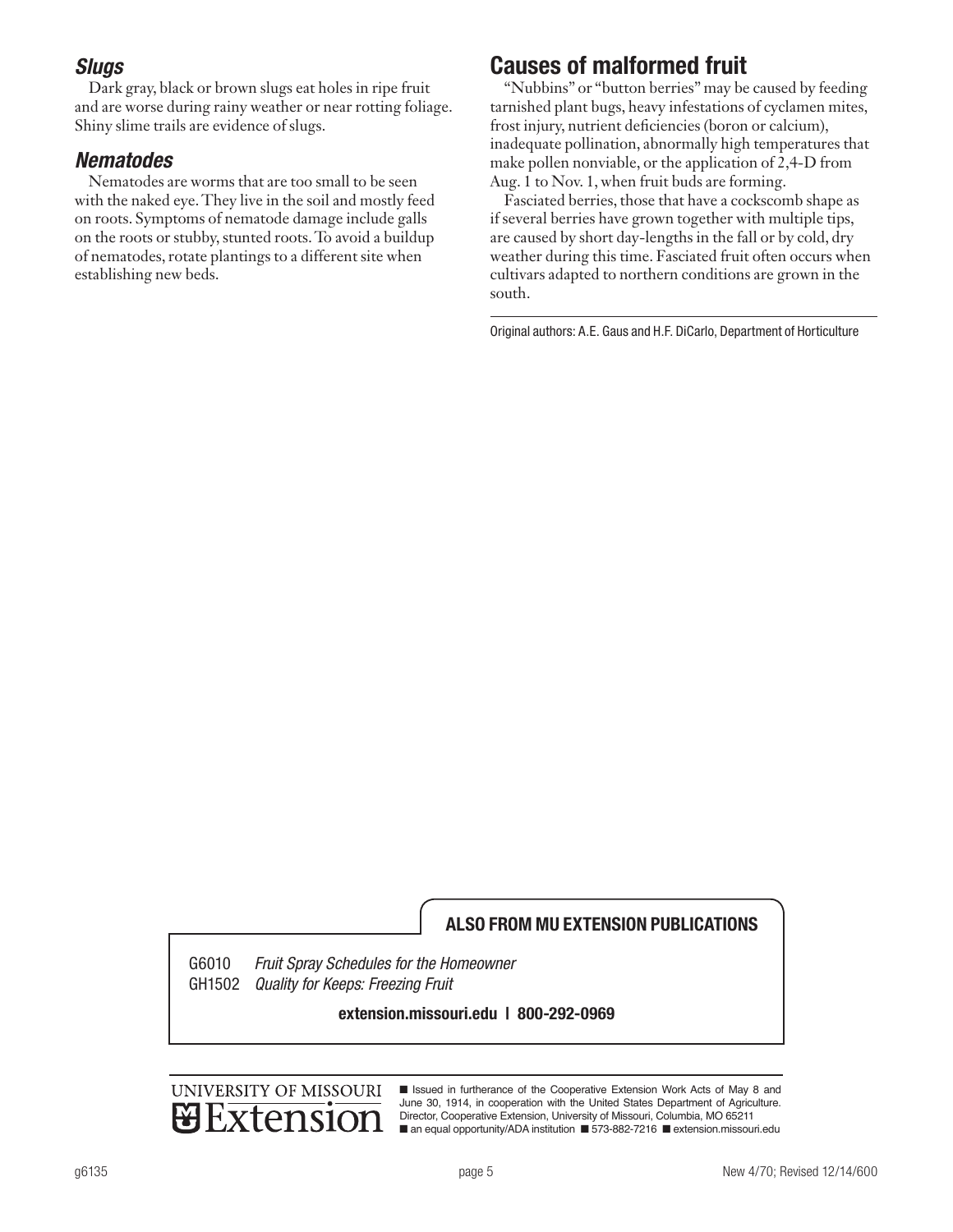### *Slugs*

Dark gray, black or brown slugs eat holes in ripe fruit and are worse during rainy weather or near rotting foliage. Shiny slime trails are evidence of slugs.

### *Nematodes*

Nematodes are worms that are too small to be seen with the naked eye. They live in the soil and mostly feed on roots. Symptoms of nematode damage include galls on the roots or stubby, stunted roots. To avoid a buildup of nematodes, rotate plantings to a different site when establishing new beds.

## Causes of malformed fruit

"Nubbins" or "button berries" may be caused by feeding tarnished plant bugs, heavy infestations of cyclamen mites, frost injury, nutrient deficiencies (boron or calcium), inadequate pollination, abnormally high temperatures that make pollen nonviable, or the application of 2,4-D from Aug. 1 to Nov. 1, when fruit buds are forming.

Fasciated berries, those that have a cockscomb shape as if several berries have grown together with multiple tips, are caused by short day-lengths in the fall or by cold, dry weather during this time. Fasciated fruit often occurs when cultivars adapted to northern conditions are grown in the south.

Original authors: A.E. Gaus and H.F. DiCarlo, Department of Horticulture

**ALSO FROM MU EXTENSION PUBLICATIONS**

G6010 *Fruit Spray Schedules for the Homeowner*
GH1502 *Quality for Keeps: Freezing Fruit*

**extension.missouri.edu | 800-292-0969**

UNIVERSITY OF MISSOURI Extension

■ Issued in furtherance of the Cooperative Extension Work Acts of May 8 and June 30, 1914, in cooperation with the United States Department of Agriculture. Director, Cooperative Extension, University of Missouri, Columbia, MO 65211 ■ an equal opportunity/ADA institution ■ 573-882-7216 ■ extension.missouri.edu

g6135 New 4/70; Revised 12/14/600